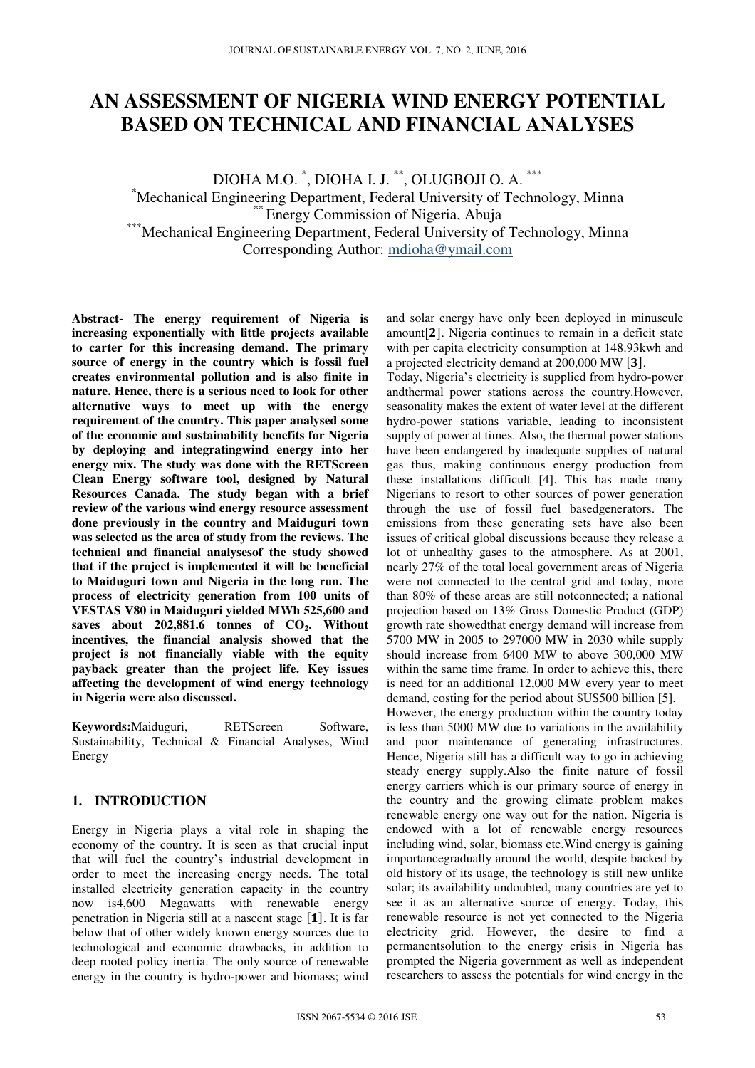# AN ASSESSMENT OF NIGERIA WIND ENERGY POTENTIAL BASED ON TECHNICAL AND FINANCIAL ANALYSES

DIOHA M.O. [*], DIOHA I. J. [**], OLUGBOJI O. A. [***]

[*]Mechanical Engineering Department, Federal University of Technology, Minna
[**]Energy Commission of Nigeria, Abuja
[***]Mechanical Engineering Department, Federal University of Technology, Minna
Corresponding Author: mdioha@ymail.com

**Abstract- The energy requirement of Nigeria is increasing exponentially with little projects available to carter for this increasing demand. The primary source of energy in the country which is fossil fuel creates environmental pollution and is also finite in nature. Hence, there is a serious need to look for other alternative ways to meet up with the energy requirement of the country. This paper analysed some of the economic and sustainability benefits for Nigeria by deploying and integratingwind energy into her energy mix. The study was done with the RETScreen Clean Energy software tool, designed by Natural Resources Canada. The study began with a brief review of the various wind energy resource assessment done previously in the country and Maiduguri town was selected as the area of study from the reviews. The technical and financial analysesof the study showed that if the project is implemented it will be beneficial to Maiduguri town and Nigeria in the long run. The process of electricity generation from 100 units of VESTAS V80 in Maiduguri yielded MWh 525,600 and saves about 202,881.6 tonnes of $CO_2$. Without incentives, the financial analysis showed that the project is not financially viable with the equity payback greater than the project life. Key issues affecting the development of wind energy technology in Nigeria were also discussed.**

**Keywords:**Maiduguri, RETScreen Software, Sustainability, Technical & Financial Analyses, Wind Energy

## 1. INTRODUCTION

Energy in Nigeria plays a vital role in shaping the economy of the country. It is seen as that crucial input that will fuel the country's industrial development in order to meet the increasing energy needs. The total installed electricity generation capacity in the country now is4,600 Megawatts with renewable energy penetration in Nigeria still at a nascent stage [1]. It is far below that of other widely known energy sources due to technological and economic drawbacks, in addition to deep rooted policy inertia. The only source of renewable energy in the country is hydro-power and biomass; wind and solar energy have only been deployed in minuscule amount[2]. Nigeria continues to remain in a deficit state with per capita electricity consumption at 148.93kwh and a projected electricity demand at 200,000 MW [3].

Today, Nigeria's electricity is supplied from hydro-power andthermal power stations across the country.However, seasonality makes the extent of water level at the different hydro-power stations variable, leading to inconsistent supply of power at times. Also, the thermal power stations have been endangered by inadequate supplies of natural gas thus, making continuous energy production from these installations difficult [4]. This has made many Nigerians to resort to other sources of power generation through the use of fossil fuel basedgenerators. The emissions from these generating sets have also been issues of critical global discussions because they release a lot of unhealthy gases to the atmosphere. As at 2001, nearly 27% of the total local government areas of Nigeria were not connected to the central grid and today, more than 80% of these areas are still notconnected; a national projection based on 13% Gross Domestic Product (GDP) growth rate showedthat energy demand will increase from 5700 MW in 2005 to 297000 MW in 2030 while supply should increase from 6400 MW to above 300,000 MW within the same time frame. In order to achieve this, there is need for an additional 12,000 MW every year to meet demand, costing for the period about $US500 billion [5].

However, the energy production within the country today is less than 5000 MW due to variations in the availability and poor maintenance of generating infrastructures. Hence, Nigeria still has a difficult way to go in achieving steady energy supply.Also the finite nature of fossil energy carriers which is our primary source of energy in the country and the growing climate problem makes renewable energy one way out for the nation. Nigeria is endowed with a lot of renewable energy resources including wind, solar, biomass etc.Wind energy is gaining importancegradually around the world, despite backed by old history of its usage, the technology is still new unlike solar; its availability undoubted, many countries are yet to see it as an alternative source of energy. Today, this renewable resource is not yet connected to the Nigeria electricity grid. However, the desire to find a permanentsolution to the energy crisis in Nigeria has prompted the Nigeria government as well as independent researchers to assess the potentials for wind energy in the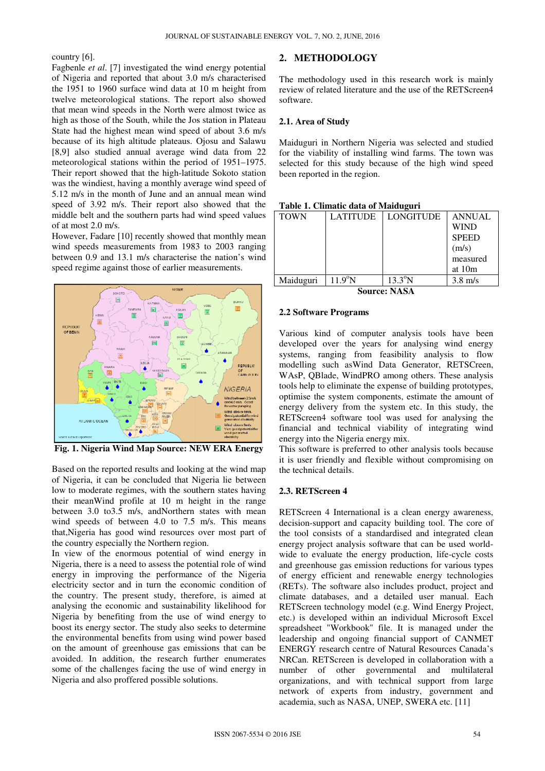country [6].

Fagbenle *et al*. [7] investigated the wind energy potential of Nigeria and reported that about 3.0 m/s characterised the 1951 to 1960 surface wind data at 10 m height from twelve meteorological stations. The report also showed that mean wind speeds in the North were almost twice as high as those of the South, while the Jos station in Plateau State had the highest mean wind speed of about 3.6 m/s because of its high altitude plateaus. Ojosu and Salawu [8,9] also studied annual average wind data from 22 meteorological stations within the period of 1951–1975. Their report showed that the high-latitude Sokoto station was the windiest, having a monthly average wind speed of 5.12 m/s in the month of June and an annual mean wind speed of 3.92 m/s. Their report also showed that the middle belt and the southern parts had wind speed values of at most 2.0 m/s.

However, Fadare [10] recently showed that monthly mean wind speeds measurements from 1983 to 2003 ranging between 0.9 and 13.1 m/s characterise the nation's wind speed regime against those of earlier measurements.

**Fig. 1. Nigeria Wind Map Source: NEW ERA Energy**

Based on the reported results and looking at the wind map of Nigeria, it can be concluded that Nigeria lie between low to moderate regimes, with the southern states having their meanWind profile at 10 m height in the range between 3.0 to3.5 m/s, andNorthern states with mean wind speeds of between 4.0 to 7.5 m/s. This means that,Nigeria has good wind resources over most part of the country especially the Northern region.

In view of the enormous potential of wind energy in Nigeria, there is a need to assess the potential role of wind energy in improving the performance of the Nigeria electricity sector and in turn the economic condition of the country. The present study, therefore, is aimed at analysing the economic and sustainability likelihood for Nigeria by benefiting from the use of wind energy to boost its energy sector. The study also seeks to determine the environmental benefits from using wind power based on the amount of greenhouse gas emissions that can be avoided. In addition, the research further enumerates some of the challenges facing the use of wind energy in Nigeria and also proffered possible solutions.

## 2. METHODOLOGY

The methodology used in this research work is mainly review of related literature and the use of the RETScreen4 software.

### 2.1. Area of Study

Maiduguri in Northern Nigeria was selected and studied for the viability of installing wind farms. The town was selected for this study because of the high wind speed been reported in the region.

**Table 1. Climatic data of Maiduguri**

| TOWN | LATITUDE | LONGITUDE | ANNUAL WIND SPEED (m/s) measured at 10m |
|---|---|---|---|
| Maiduguri | 11.9°N | 13.3°N | 3.8 m/s |

**Source: NASA**

### 2.2 Software Programs

Various kind of computer analysis tools have been developed over the years for analysing wind energy systems, ranging from feasibility analysis to flow modelling such asWind Data Generator, RETSCreen, WAsP, QBlade, WindPRO among others. These analysis tools help to eliminate the expense of building prototypes, optimise the system components, estimate the amount of energy delivery from the system etc. In this study, the RETScreen4 software tool was used for analysing the financial and technical viability of integrating wind energy into the Nigeria energy mix.

This software is preferred to other analysis tools because it is user friendly and flexible without compromising on the technical details.

### 2.3. RETScreen 4

RETScreen 4 International is a clean energy awareness, decision-support and capacity building tool. The core of the tool consists of a standardised and integrated clean energy project analysis software that can be used world-wide to evaluate the energy production, life-cycle costs and greenhouse gas emission reductions for various types of energy efficient and renewable energy technologies (RETs). The software also includes product, project and climate databases, and a detailed user manual. Each RETScreen technology model (e.g. Wind Energy Project, etc.) is developed within an individual Microsoft Excel spreadsheet "Workbook" file. It is managed under the leadership and ongoing financial support of CANMET ENERGY research centre of Natural Resources Canada's NRCan. RETScreen is developed in collaboration with a number of other governmental and multilateral organizations, and with technical support from large network of experts from industry, government and academia, such as NASA, UNEP, SWERA etc. [11]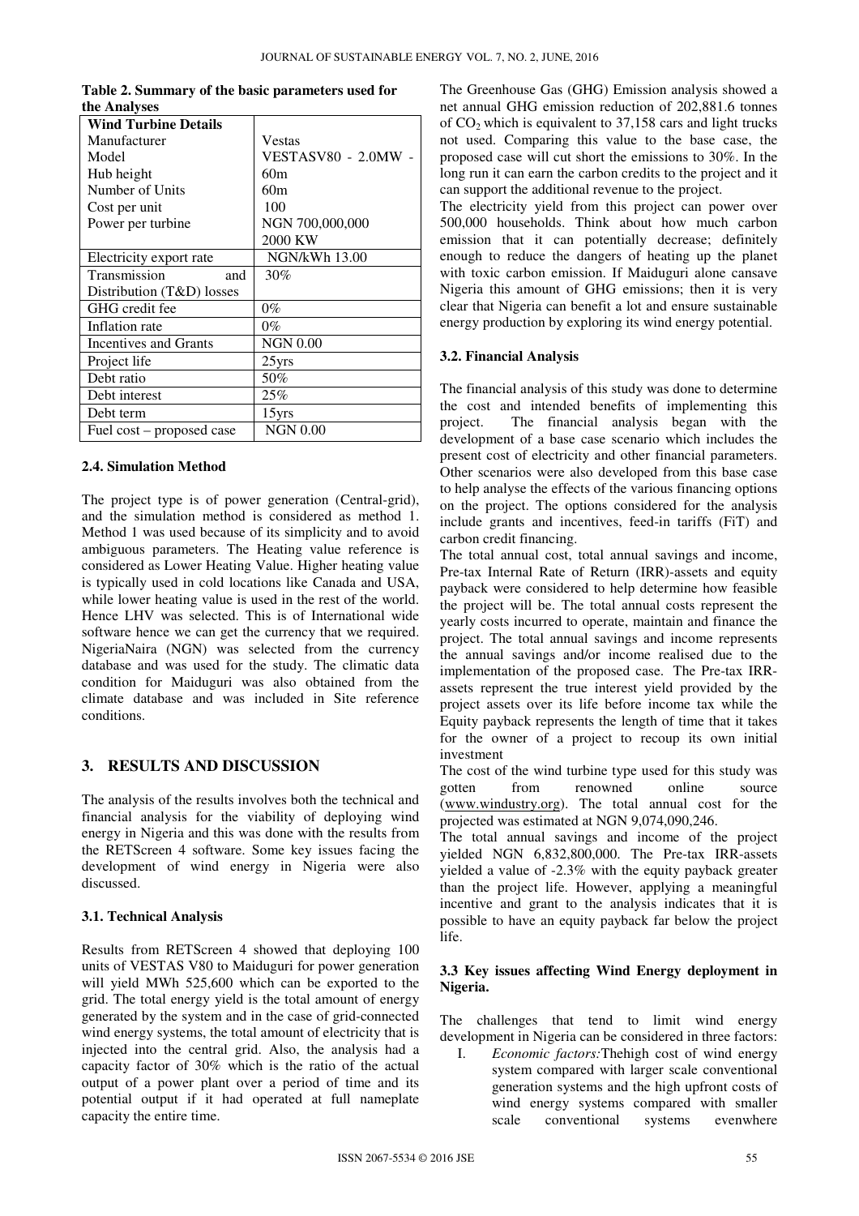**Table 2. Summary of the basic parameters used for the Analyses**

| Wind Turbine Details | |
|---|---|
| Manufacturer | Vestas |
| Model | VESTASV80 - 2.0MW - |
| Hub height | 60m |
| Number of Units | 60m |
| Cost per unit | 100 |
| Power per turbine | NGN 700,000,000<br>2000 KW |
| Electricity export rate | NGN/kWh 13.00 |
| Transmission and Distribution (T&D) losses | 30% |
| GHG credit fee | 0% |
| Inflation rate | 0% |
| Incentives and Grants | NGN 0.00 |
| Project life | 25yrs |
| Debt ratio | 50% |
| Debt interest | 25% |
| Debt term | 15yrs |
| Fuel cost – proposed case | NGN 0.00 |

### 2.4. Simulation Method

The project type is of power generation (Central-grid), and the simulation method is considered as method 1. Method 1 was used because of its simplicity and to avoid ambiguous parameters. The Heating value reference is considered as Lower Heating Value. Higher heating value is typically used in cold locations like Canada and USA, while lower heating value is used in the rest of the world. Hence LHV was selected. This is of International wide software hence we can get the currency that we required. NigeriaNaira (NGN) was selected from the currency database and was used for the study. The climatic data condition for Maiduguri was also obtained from the climate database and was included in Site reference conditions.

## 3. RESULTS AND DISCUSSION

The analysis of the results involves both the technical and financial analysis for the viability of deploying wind energy in Nigeria and this was done with the results from the RETScreen 4 software. Some key issues facing the development of wind energy in Nigeria were also discussed.

### 3.1. Technical Analysis

Results from RETScreen 4 showed that deploying 100 units of VESTAS V80 to Maiduguri for power generation will yield MWh 525,600 which can be exported to the grid. The total energy yield is the total amount of energy generated by the system and in the case of grid-connected wind energy systems, the total amount of electricity that is injected into the central grid. Also, the analysis had a capacity factor of 30% which is the ratio of the actual output of a power plant over a period of time and its potential output if it had operated at full nameplate capacity the entire time.

The Greenhouse Gas (GHG) Emission analysis showed a net annual GHG emission reduction of 202,881.6 tonnes of $CO_2$ which is equivalent to 37,158 cars and light trucks not used. Comparing this value to the base case, the proposed case will cut short the emissions to 30%. In the long run it can earn the carbon credits to the project and it can support the additional revenue to the project.

The electricity yield from this project can power over 500,000 households. Think about how much carbon emission that it can potentially decrease; definitely enough to reduce the dangers of heating up the planet with toxic carbon emission. If Maiduguri alone cansave Nigeria this amount of GHG emissions; then it is very clear that Nigeria can benefit a lot and ensure sustainable energy production by exploring its wind energy potential.

### 3.2. Financial Analysis

The financial analysis of this study was done to determine the cost and intended benefits of implementing this project. The financial analysis began with the development of a base case scenario which includes the present cost of electricity and other financial parameters. Other scenarios were also developed from this base case to help analyse the effects of the various financing options on the project. The options considered for the analysis include grants and incentives, feed-in tariffs (FiT) and carbon credit financing.

The total annual cost, total annual savings and income, Pre-tax Internal Rate of Return (IRR)-assets and equity payback were considered to help determine how feasible the project will be. The total annual costs represent the yearly costs incurred to operate, maintain and finance the project. The total annual savings and income represents the annual savings and/or income realised due to the implementation of the proposed case. The Pre-tax IRR-assets represent the true interest yield provided by the project assets over its life before income tax while the Equity payback represents the length of time that it takes for the owner of a project to recoup its own initial investment

The cost of the wind turbine type used for this study was gotten from renowned online source (www.windustry.org). The total annual cost for the projected was estimated at NGN 9,074,090,246.

The total annual savings and income of the project yielded NGN 6,832,800,000. The Pre-tax IRR-assets yielded a value of -2.3% with the equity payback greater than the project life. However, applying a meaningful incentive and grant to the analysis indicates that it is possible to have an equity payback far below the project life.

### 3.3 Key issues affecting Wind Energy deployment in Nigeria.

The challenges that tend to limit wind energy development in Nigeria can be considered in three factors:

I. *Economic factors:*Thehigh cost of wind energy system compared with larger scale conventional generation systems and the high upfront costs of wind energy systems compared with smaller scale conventional systems evenwhere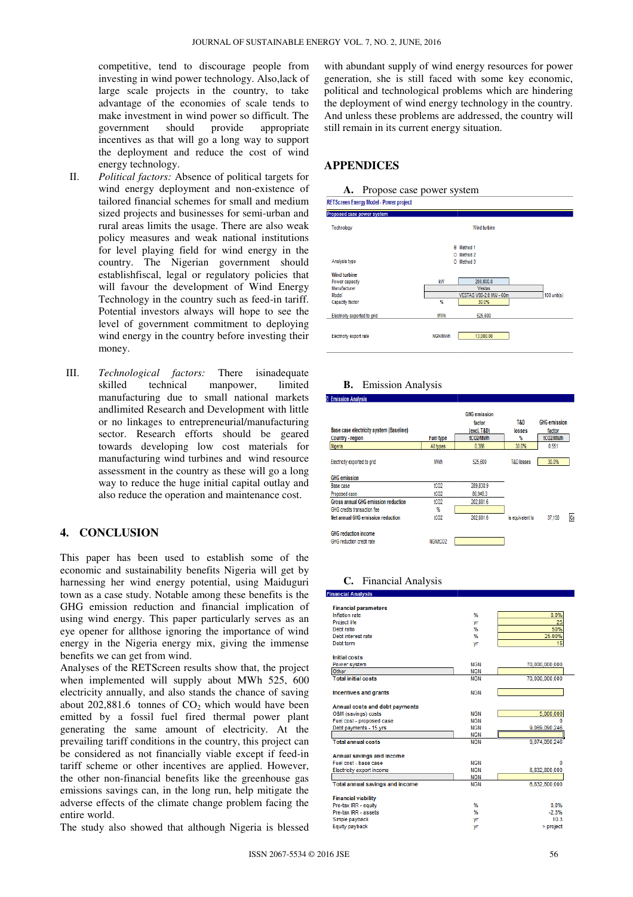competitive, tend to discourage people from investing in wind power technology. Also,lack of large scale projects in the country, to take advantage of the economies of scale tends to make investment in wind power so difficult. The government should provide appropriate incentives as that will go a long way to support the deployment and reduce the cost of wind energy technology.

II. *Political factors:* Absence of political targets for wind energy deployment and non-existence of tailored financial schemes for small and medium sized projects and businesses for semi-urban and rural areas limits the usage. There are also weak policy measures and weak national institutions for level playing field for wind energy in the country. The Nigerian government should establishfiscal, legal or regulatory policies that will favour the development of Wind Energy Technology in the country such as feed-in tariff. Potential investors always will hope to see the level of government commitment to deploying wind energy in the country before investing their money.

III. *Technological factors:* There isinadequate skilled technical manpower, limited manufacturing due to small national markets andlimited Research and Development with little or no linkages to entrepreneurial/manufacturing sector. Research efforts should be geared towards developing low cost materials for manufacturing wind turbines and wind resource assessment in the country as these will go a long way to reduce the huge initial capital outlay and also reduce the operation and maintenance cost.

## 4. CONCLUSION

This paper has been used to establish some of the economic and sustainability benefits Nigeria will get by harnessing her wind energy potential, using Maiduguri town as a case study. Notable among these benefits is the GHG emission reduction and financial implication of using wind energy. This paper particularly serves as an eye opener for allthose ignoring the importance of wind energy in the Nigeria energy mix, giving the immense benefits we can get from wind.

Analyses of the RETScreen results show that, the project when implemented will supply about MWh 525, 600 electricity annually, and also stands the chance of saving about 202,881.6 tonnes of $CO_2$ which would have been emitted by a fossil fuel fired thermal power plant generating the same amount of electricity. At the prevailing tariff conditions in the country, this project can be considered as not financially viable except if feed-in tariff scheme or other incentives are applied. However, the other non-financial benefits like the greenhouse gas emissions savings can, in the long run, help mitigate the adverse effects of the climate change problem facing the entire world.

The study also showed that although Nigeria is blessed with abundant supply of wind energy resources for power generation, she is still faced with some key economic, political and technological problems which are hindering the deployment of wind energy technology in the country. And unless these problems are addressed, the country will still remain in its current energy situation.

## APPENDICES

### A. Propose case power system

RETScreen Energy Model - Power project

**Proposed case power system**

| | | | |
|---|---|---|---|
| Technology | | Wind turbine | |
| Analysis type | | ◉ Method 1 ○ Method 2 ○ Method 3 | |
| **Wind turbine** | | | |
| Power capacity | kW | 200,000.0 | |
| Manufacturer | | Vestas | |
| Model | | VESTAS V80-2.0 MW - 60m | 100 unit(s) |
| Capacity factor | % | 30.0% | |
| Electricity exported to grid | MWh | 525,600 | |
| Electricity export rate | NGN/MWh | 13,000.00 | |

### B. Emission Analysis

**Emission Analysis**

| Base case electricity system (Baseline) Country - region | Fuel type | GHG emission factor (excl. T&D) tCO2/MWh | T&D losses % | GHG emission factor tCO2/MWh |
|---|---|---|---|---|
| Nigeria | All types | 0.386 | 30.0% | 0.551 |

| | | | | |
|---|---|---|---|---|
| Electricity exported to grid | MWh | 525,600 | T&D losses | 30.0% |
| **GHG emission** | | | | |
| Base case | tCO2 | 289,830.9 | | |
| Proposed case | tCO2 | 86,949.3 | | |
| Gross annual GHG emission reduction | tCO2 | 202,881.6 | | |
| GHG credits transaction fee | % | | | |
| Net annual GHG emission reduction | tCO2 | 202,881.6 | is equivalent to | 37,158 |
| **GHG reduction income** | | | | |
| GHG reduction credit rate | NGN/tCO2 | | | |

### C. Financial Analysis

**Financial Analysis**

| | | |
|---|---|---|
| **Financial parameters** | | |
| Inflation rate | % | 0.0% |
| Project life | yr | 25 |
| Debt ratio | % | 50% |
| Debt interest rate | % | 25.00% |
| Debt term | yr | 15 |
| **Initial costs** | | |
| Power system | NGN | 70,000,000,000 |
| Other | NGN | |
| Total initial costs | NGN | 70,000,000,000 |
| Incentives and grants | NGN | |
| **Annual costs and debt payments** | | |
| O&M (savings) costs | NGN | 5,000,000 |
| Fuel cost - proposed case | NGN | 0 |
| Debt payments - 15 yrs | NGN | 9,069,090,246 |
| | NGN | |
| Total annual costs | NGN | 9,074,090,246 |
| **Annual savings and income** | | |
| Fuel cost - base case | NGN | 0 |
| Electricity export income | NGN | 6,832,800,000 |
| | NGN | |
| Total annual savings and income | NGN | 6,832,800,000 |
| **Financial viability** | | |
| Pre-tax IRR - equity | % | 0.0% |
| Pre-tax IRR - assets | % | -2.3% |
| Simple payback | yr | 10.3 |
| Equity payback | yr | > project |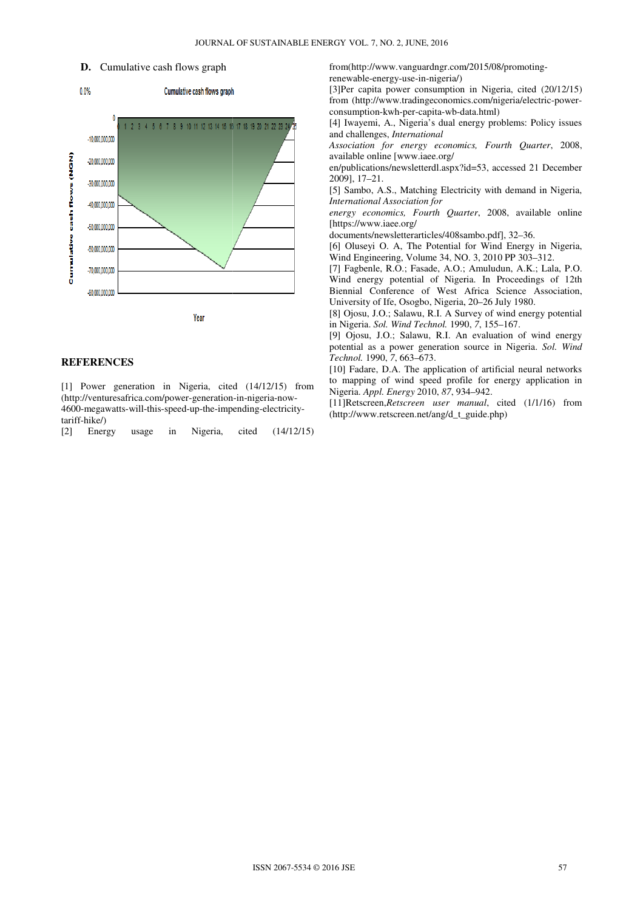### D. Cumulative cash flows graph

0.0%

Cumulative cash flows graph

Cumulative cash flows (NGN)

0
-10,000,000,000
-20,000,000,000
-30,000,000,000
-40,000,000,000
-50,000,000,000
-60,000,000,000
-70,000,000,000
-80,000,000,000

0 1 2 3 4 5 6 7 8 9 10 11 12 13 14 15 16 17 18 19 20 21 22 23 24 25

Year

## REFERENCES

[1] Power generation in Nigeria, cited (14/12/15) from (http://venturesafrica.com/power-generation-in-nigeria-now-4600-megawatts-will-this-speed-up-the-impending-electricity-tariff-hike/)

[2] Energy usage in Nigeria, cited (14/12/15) from(http://www.vanguardngr.com/2015/08/promoting-renewable-energy-use-in-nigeria/)

[3]Per capita power consumption in Nigeria, cited (20/12/15) from (http://www.tradingeconomics.com/nigeria/electric-power-consumption-kwh-per-capita-wb-data.html)

[4] Iwayemi, A., Nigeria's dual energy problems: Policy issues and challenges, *International Association for energy economics, Fourth Quarter*, 2008, available online [www.iaee.org/en/publications/newsletterdl.aspx?id=53, accessed 21 December 2009], 17–21.

[5] Sambo, A.S., Matching Electricity with demand in Nigeria, *International Association for energy economics, Fourth Quarter*, 2008, available online [https://www.iaee.org/documents/newsletterarticles/408sambo.pdf], 32–36.

[6] Oluseyi O. A, The Potential for Wind Energy in Nigeria, Wind Engineering, Volume 34, NO. 3, 2010 PP 303–312.

[7] Fagbenle, R.O.; Fasade, A.O.; Amuludun, A.K.; Lala, P.O. Wind energy potential of Nigeria. In Proceedings of 12th Biennial Conference of West Africa Science Association, University of Ife, Osogbo, Nigeria, 20–26 July 1980.

[8] Ojosu, J.O.; Salawu, R.I. A Survey of wind energy potential in Nigeria. *Sol. Wind Technol.* 1990, *7*, 155–167.

[9] Ojosu, J.O.; Salawu, R.I. An evaluation of wind energy potential as a power generation source in Nigeria. *Sol. Wind Technol.* 1990, *7*, 663–673.

[10] Fadare, D.A. The application of artificial neural networks to mapping of wind speed profile for energy application in Nigeria. *Appl. Energy* 2010, *87*, 934–942.

[11]Retscreen,*Retscreen user manual*, cited (1/1/16) from (http://www.retscreen.net/ang/d_t_guide.php)